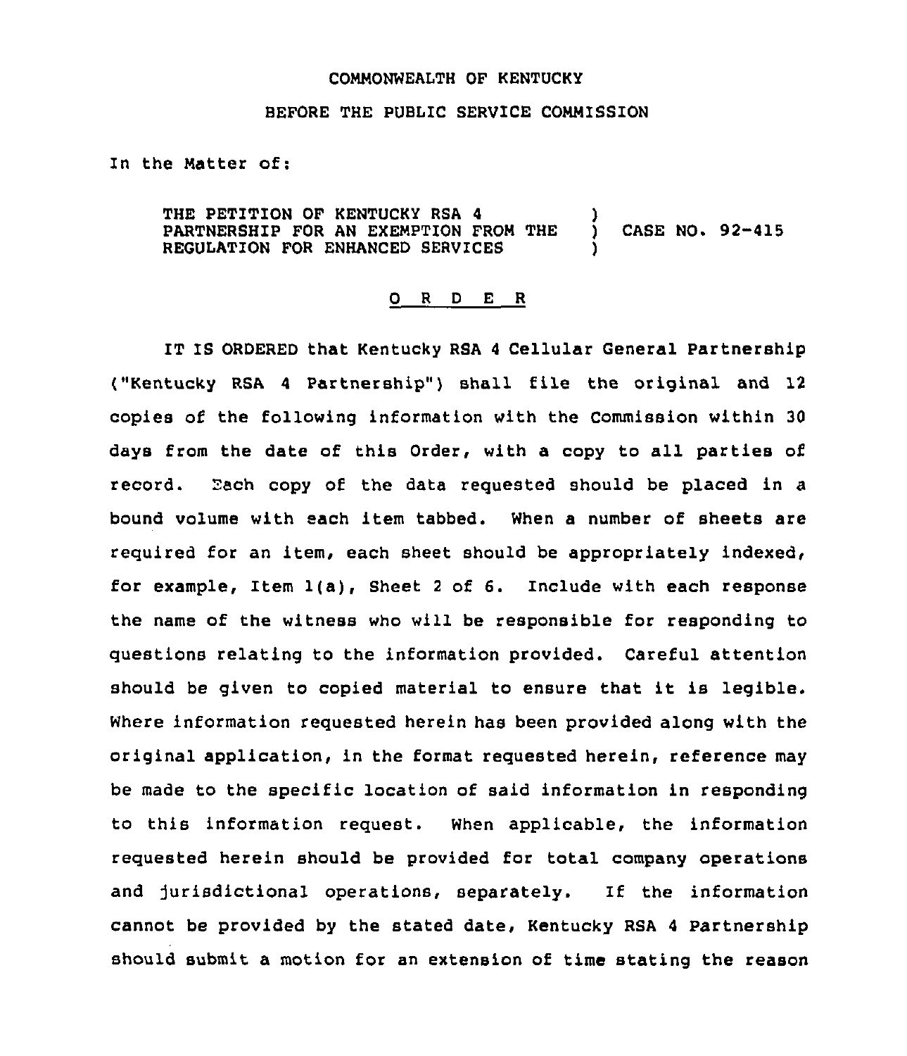COMMONWEALTH OF KENTUCKY

BEFORE THE PUBLIC SERVICE COMMISSION

In the Matter of:

| | | |
|---|---|---|
| THE PETITION OF KENTUCKY RSA 4 PARTNERSHIP FOR AN EXEMPTION FROM THE REGULATION FOR ENHANCED SERVICES | ) ) ) | CASE NO. 92-415 |

O R D E R

IT IS ORDERED that Kentucky RSA 4 Cellular General Partnership ("Kentucky RSA 4 Partnership") shall file the original and 12 copies of the following information with the Commission within 30 days from the date of this Order, with a copy to all parties of record. Each copy of the data requested should be placed in a bound volume with each item tabbed. When a number of sheets are required for an item, each sheet should be appropriately indexed, for example, Item 1(a), Sheet 2 of 6. Include with each response the name of the witness who will be responsible for responding to questions relating to the information provided. Careful attention should be given to copied material to ensure that it is legible. Where information requested herein has been provided along with the original application, in the format requested herein, reference may be made to the specific location of said information in responding to this information request. When applicable, the information requested herein should be provided for total company operations and jurisdictional operations, separately. If the information cannot be provided by the stated date, Kentucky RSA 4 Partnership should submit a motion for an extension of time stating the reason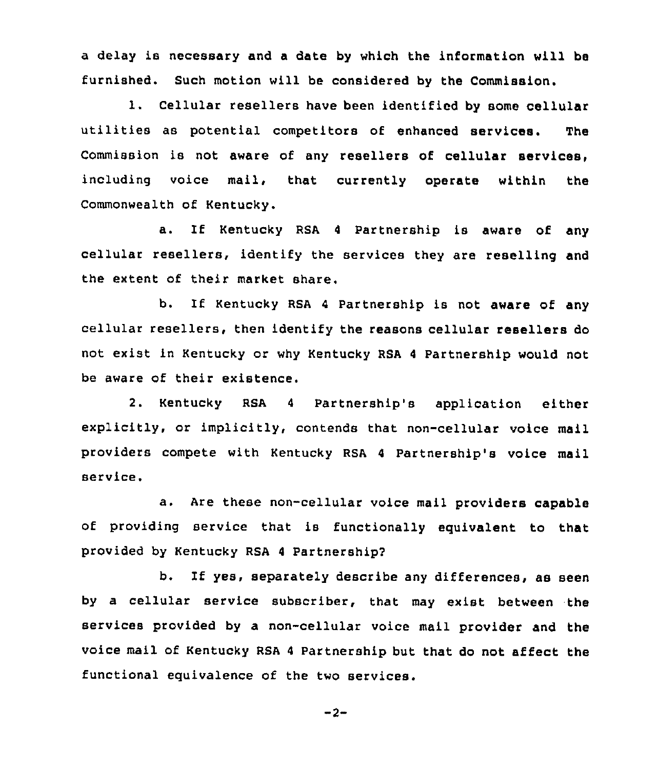a delay is necessary and a date by which the information will be furnished. Such motion will be considered by the Commission.

1. Cellular resellers have been identified by some cellular utilities as potential competitors of enhanced services. The Commission is not aware of any resellers of cellular services, including voice mail, that currently operate within the Commonwealth of Kentucky.

a. If Kentucky RSA 4 Partnership is aware of any cellular resellers, identify the services they are reselling and the extent of their market share.

b. If Kentucky RSA 4 Partnership is not aware of any cellular resellers, then identify the reasons cellular resellers do not exist in Kentucky or why Kentucky RSA 4 Partnership would not be aware of their existence.

2. Kentucky RSA 4 Partnership's application either explicitly, or implicitly, contends that non-cellular voice mail providers compete with Kentucky RSA 4 Partnership's voice mail service.

a. Are these non-cellular voice mail providers capable of providing service that is functionally equivalent to that provided by Kentucky RSA 4 Partnership?

b. If yes, separately describe any differences, as seen by a cellular service subscriber, that may exist between the services provided by a non-cellular voice mail provider and the voice mail of Kentucky RSA 4 Partnership but that do not affect the functional equivalence of the two services.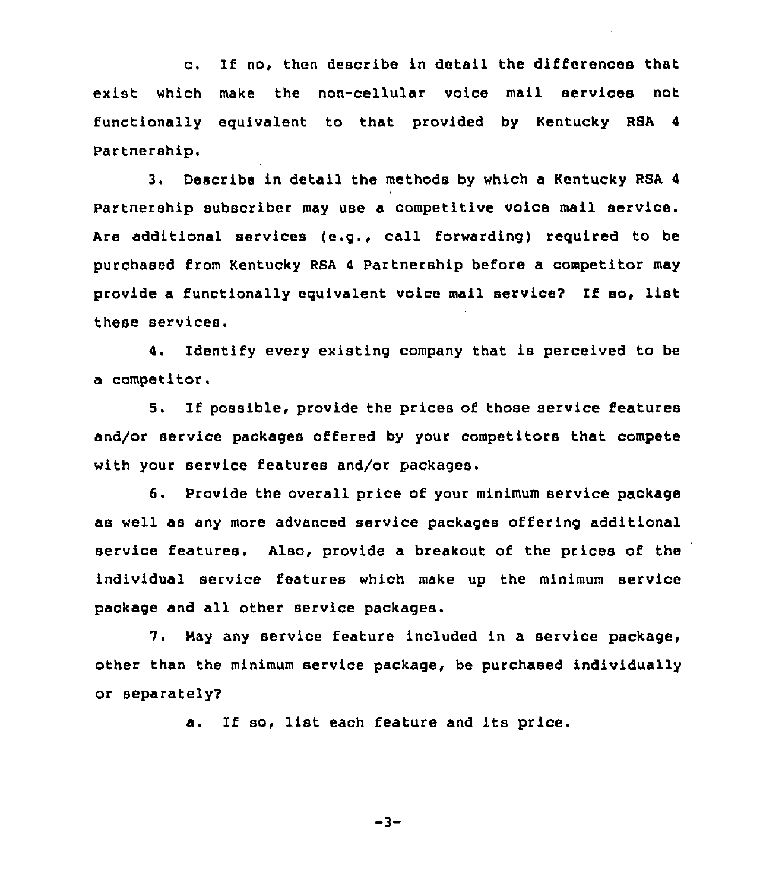c. If no, then describe in detail the differences that exist which make the non-cellular voice mail services not functionally equivalent to that provided by Kentucky RSA 4 Partnership.

3. Describe in detail the methods by which a Kentucky RSA 4 Partnership subscriber may use a competitive voice mail service. Are additional services (e.g., call forwarding) required to be purchased from Kentucky RSA 4 Partnership before a competitor may provide a functionally equivalent voice mail service? If so, list these services.

4. Identify every existing company that is perceived to be a competitor.

5. If possible, provide the prices of those service features and/or service packages offered by your competitors that compete with your service features and/or packages.

6. Provide the overall price of your minimum service package as well as any more advanced service packages offering additional service features. Also, provide a breakout of the prices of the individual service features which make up the minimum service package and all other service packages.

7. May any service feature included in a service package, other than the minimum service package, be purchased individually or separately?

a. If so, list each feature and its price.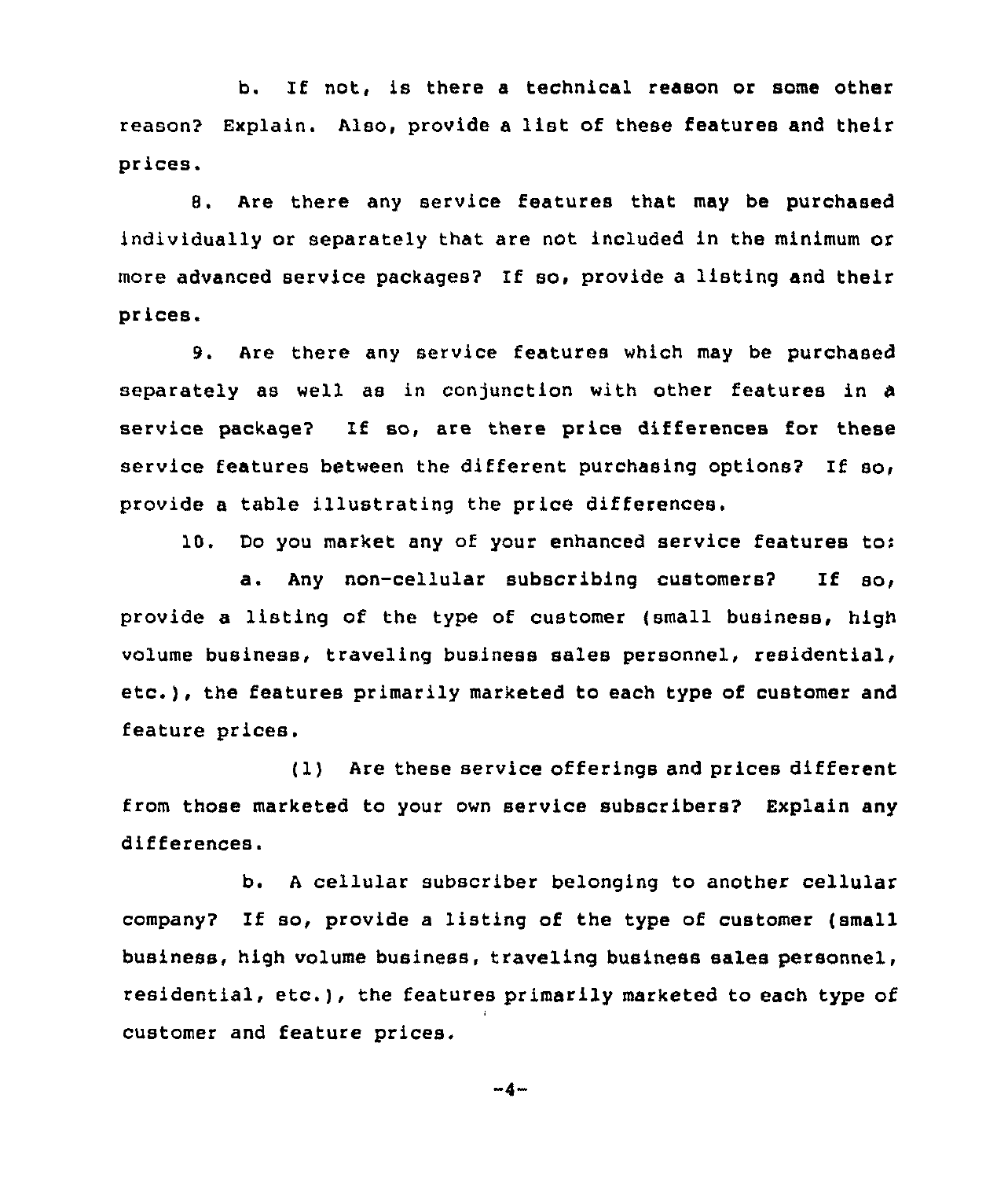b. If not, is there a technical reason or some other reason? Explain. Also, provide a list of these features and their prices.

8. Are there any service features that may be purchased individually or separately that are not included in the minimum or more advanced service packages? If so, provide a listing and their prices.

9. Are there any service features which may be purchased separately as well as in conjunction with other features in a service package? If so, are there price differences for these service features between the different purchasing options? If so, provide a table illustrating the price differences.

10. Do you market any of your enhanced service features to:

a. Any non-cellular subscribing customers? If so, provide a listing of the type of customer (small business, high volume business, traveling business sales personnel, residential, etc.), the features primarily marketed to each type of customer and feature prices.

(1) Are these service offerings and prices different from those marketed to your own service subscribers? Explain any differences.

b. A cellular subscriber belonging to another cellular company? If so, provide a listing of the type of customer (small business, high volume business, traveling business sales personnel, residential, etc.), the features primarily marketed to each type of customer and feature prices.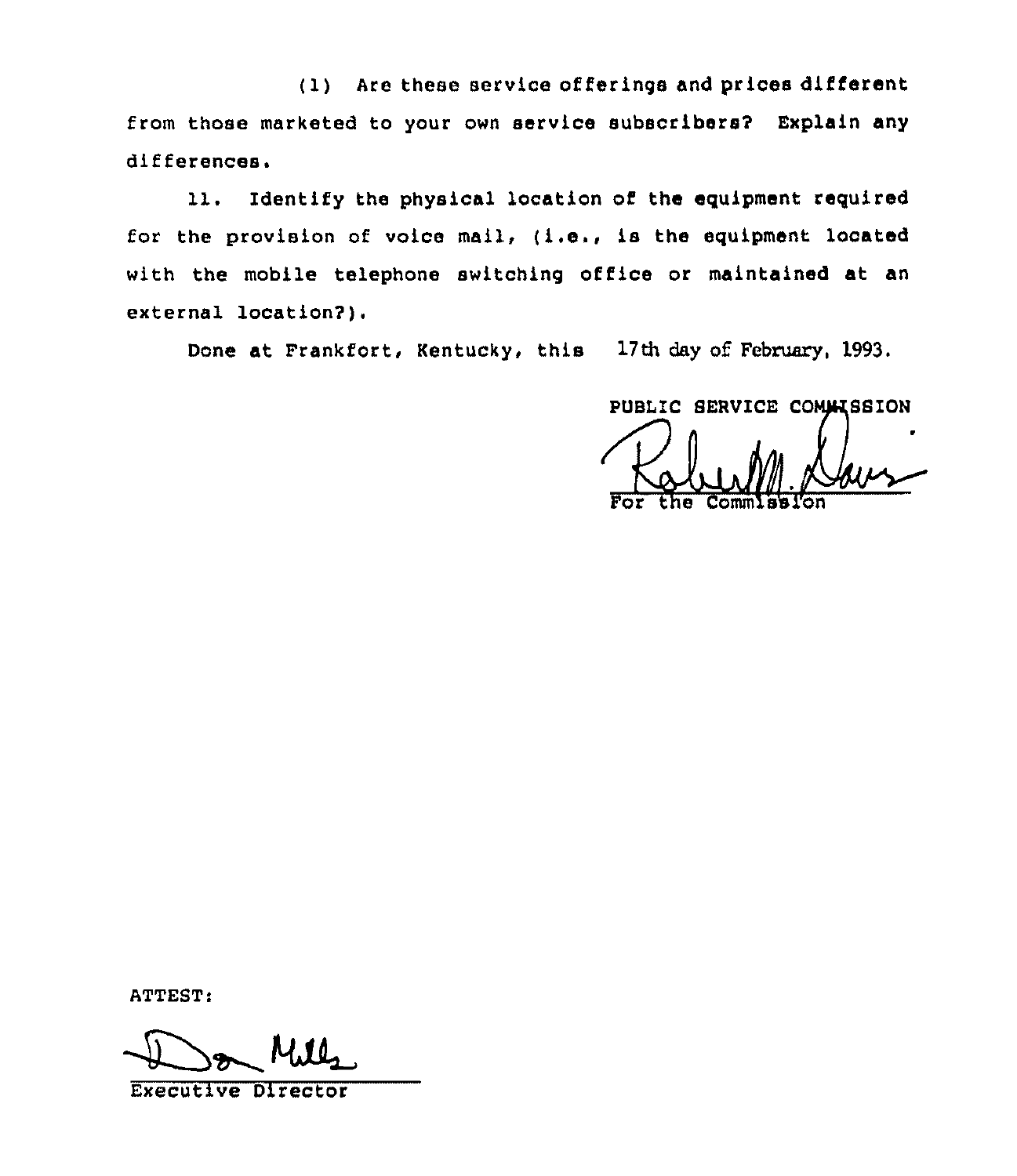(l) Are these service offerings and prices different from those marketed to your own service subscribers? Explain any differences.

11. Identify the physical location of the equipment required for the provision of voice mail, (i.e., is the equipment located with the mobile telephone switching office or maintained at an external location?).

Done at Frankfort, Kentucky, this 17th day of February, 1993.

PUBLIC SERVICE COMMISSION

For the Commission

ATTEST:

Executive Director